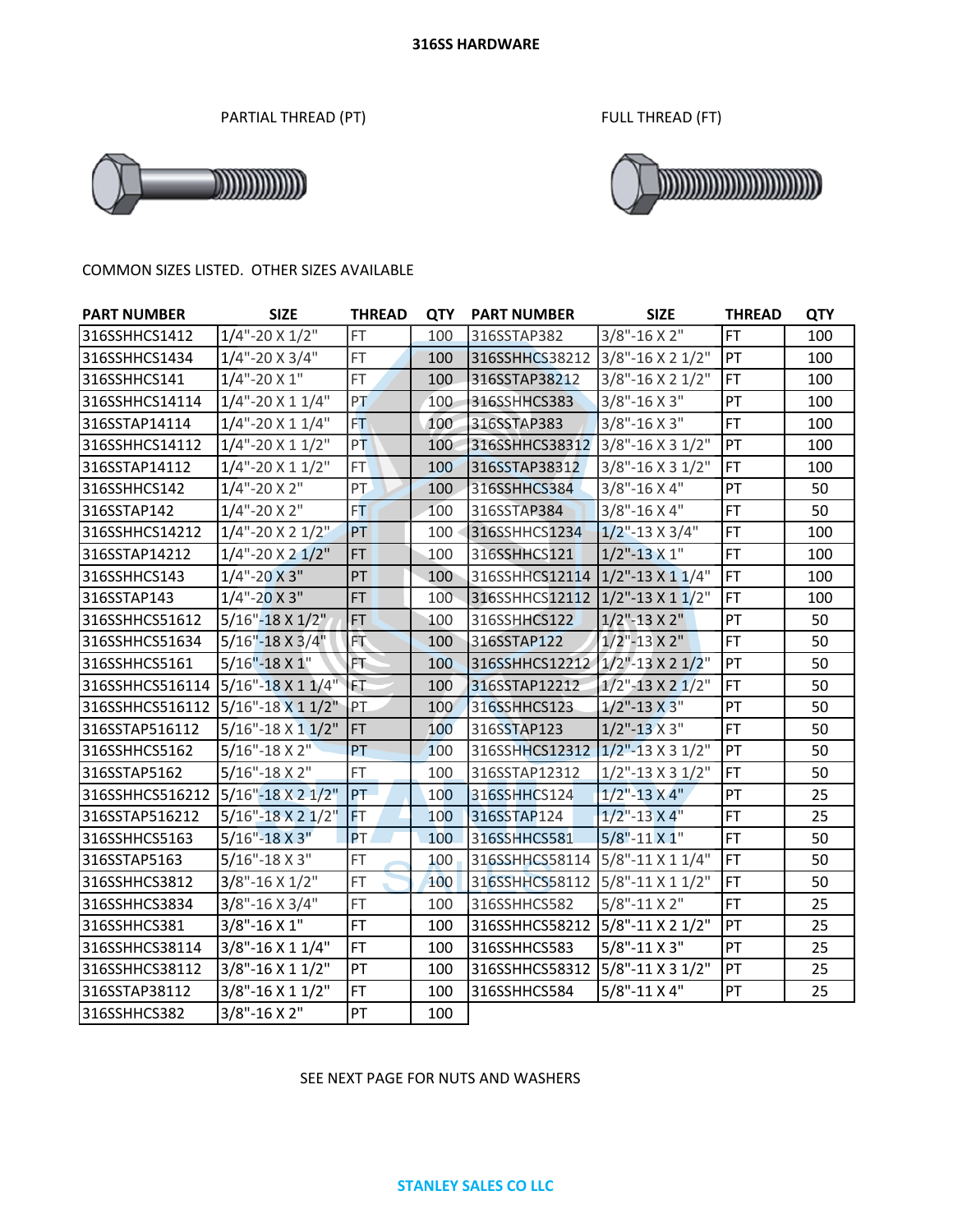# 316SS HARDWARE

PARTIAL THREAD (PT)

FULL THREAD (FT)

COMMON SIZES LISTED. OTHER SIZES AVAILABLE

| PART NUMBER | SIZE | THREAD | QTY | PART NUMBER | SIZE | THREAD | QTY |
|---|---|---|---|---|---|---|---|
| 316SSHHCS1412 | 1/4"-20 X 1/2" | FT | 100 | 316SSTAP382 | 3/8"-16 X 2" | FT | 100 |
| 316SSHHCS1434 | 1/4"-20 X 3/4" | FT | 100 | 316SSHHCS38212 | 3/8"-16 X 2 1/2" | PT | 100 |
| 316SSHHCS141 | 1/4"-20 X 1" | FT | 100 | 316SSTAP38212 | 3/8"-16 X 2 1/2" | FT | 100 |
| 316SSHHCS14114 | 1/4"-20 X 1 1/4" | PT | 100 | 316SSHHCS383 | 3/8"-16 X 3" | PT | 100 |
| 316SSTAP14114 | 1/4"-20 X 1 1/4" | FT | 100 | 316SSTAP383 | 3/8"-16 X 3" | FT | 100 |
| 316SSHHCS14112 | 1/4"-20 X 1 1/2" | PT | 100 | 316SSHHCS38312 | 3/8"-16 X 3 1/2" | PT | 100 |
| 316SSTAP14112 | 1/4"-20 X 1 1/2" | FT | 100 | 316SSTAP38312 | 3/8"-16 X 3 1/2" | FT | 100 |
| 316SSHHCS142 | 1/4"-20 X 2" | PT | 100 | 316SSHHCS384 | 3/8"-16 X 4" | PT | 50 |
| 316SSTAP142 | 1/4"-20 X 2" | FT | 100 | 316SSTAP384 | 3/8"-16 X 4" | FT | 50 |
| 316SSHHCS14212 | 1/4"-20 X 2 1/2" | PT | 100 | 316SSHHCS1234 | 1/2"-13 X 3/4" | FT | 100 |
| 316SSTAP14212 | 1/4"-20 X 2 1/2" | FT | 100 | 316SSHHCS121 | 1/2"-13 X 1" | FT | 100 |
| 316SSHHCS143 | 1/4"-20 X 3" | PT | 100 | 316SSHHCS12114 | 1/2"-13 X 1 1/4" | FT | 100 |
| 316SSTAP143 | 1/4"-20 X 3" | FT | 100 | 316SSHHCS12112 | 1/2"-13 X 1 1/2" | FT | 100 |
| 316SSHHCS51612 | 5/16"-18 X 1/2" | FT | 100 | 316SSHHCS122 | 1/2"-13 X 2" | PT | 50 |
| 316SSHHCS51634 | 5/16"-18 X 3/4" | FT | 100 | 316SSTAP122 | 1/2"-13 X 2" | FT | 50 |
| 316SSHHCS5161 | 5/16"-18 X 1" | FT | 100 | 316SSHHCS12212 | 1/2"-13 X 2 1/2" | PT | 50 |
| 316SSHHCS516114 | 5/16"-18 X 1 1/4" | FT | 100 | 316SSTAP12212 | 1/2"-13 X 2 1/2" | FT | 50 |
| 316SSHHCS516112 | 5/16"-18 X 1 1/2" | PT | 100 | 316SSHHCS123 | 1/2"-13 X 3" | PT | 50 |
| 316SSTAP516112 | 5/16"-18 X 1 1/2" | FT | 100 | 316SSTAP123 | 1/2"-13 X 3" | FT | 50 |
| 316SSHHCS5162 | 5/16"-18 X 2" | PT | 100 | 316SSHHCS12312 | 1/2"-13 X 3 1/2" | PT | 50 |
| 316SSTAP5162 | 5/16"-18 X 2" | FT | 100 | 316SSTAP12312 | 1/2"-13 X 3 1/2" | FT | 50 |
| 316SSHHCS516212 | 5/16"-18 X 2 1/2" | PT | 100 | 316SSHHCS124 | 1/2"-13 X 4" | PT | 25 |
| 316SSTAP516212 | 5/16"-18 X 2 1/2" | FT | 100 | 316SSTAP124 | 1/2"-13 X 4" | FT | 25 |
| 316SSHHCS5163 | 5/16"-18 X 3" | PT | 100 | 316SSHHCS581 | 5/8"-11 X 1" | FT | 50 |
| 316SSTAP5163 | 5/16"-18 X 3" | FT | 100 | 316SSHHCS58114 | 5/8"-11 X 1 1/4" | FT | 50 |
| 316SSHHCS3812 | 3/8"-16 X 1/2" | FT | 100 | 316SSHHCS58112 | 5/8"-11 X 1 1/2" | FT | 50 |
| 316SSHHCS3834 | 3/8"-16 X 3/4" | FT | 100 | 316SSHHCS582 | 5/8"-11 X 2" | FT | 25 |
| 316SSHHCS381 | 3/8"-16 X 1" | FT | 100 | 316SSHHCS58212 | 5/8"-11 X 2 1/2" | PT | 25 |
| 316SSHHCS38114 | 3/8"-16 X 1 1/4" | FT | 100 | 316SSHHCS583 | 5/8"-11 X 3" | PT | 25 |
| 316SSHHCS38112 | 3/8"-16 X 1 1/2" | PT | 100 | 316SSHHCS58312 | 5/8"-11 X 3 1/2" | PT | 25 |
| 316SSTAP38112 | 3/8"-16 X 1 1/2" | FT | 100 | 316SSHHCS584 | 5/8"-11 X 4" | PT | 25 |
| 316SSHHCS382 | 3/8"-16 X 2" | PT | 100 | | | | |

SEE NEXT PAGE FOR NUTS AND WASHERS

STANLEY SALES CO LLC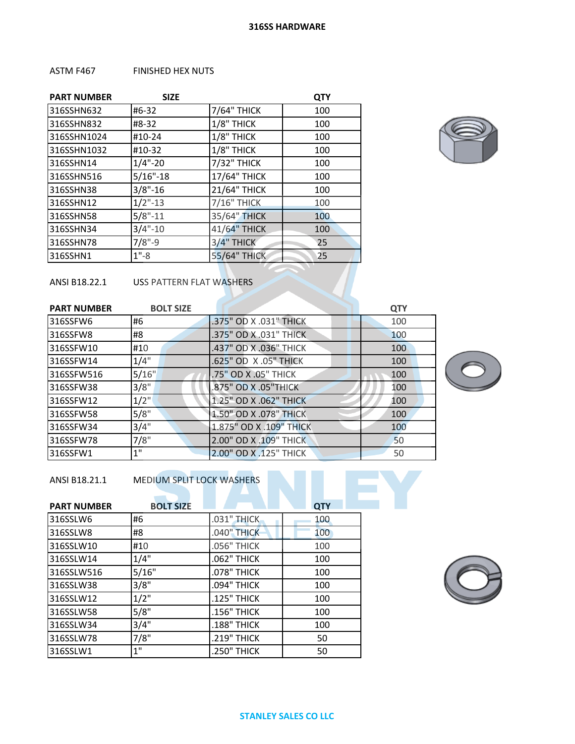# 316SS HARDWARE

ASTM F467 FINISHED HEX NUTS

| PART NUMBER | SIZE | | QTY |
|---|---|---|---|
| 316SSHN632 | #6-32 | 7/64" THICK | 100 |
| 316SSHN832 | #8-32 | 1/8" THICK | 100 |
| 316SSHN1024 | #10-24 | 1/8" THICK | 100 |
| 316SSHN1032 | #10-32 | 1/8" THICK | 100 |
| 316SSHN14 | 1/4"-20 | 7/32" THICK | 100 |
| 316SSHN516 | 5/16"-18 | 17/64" THICK | 100 |
| 316SSHN38 | 3/8"-16 | 21/64" THICK | 100 |
| 316SSHN12 | 1/2"-13 | 7/16" THICK | 100 |
| 316SSHN58 | 5/8"-11 | 35/64" THICK | 100 |
| 316SSHN34 | 3/4"-10 | 41/64" THICK | 100 |
| 316SSHN78 | 7/8"-9 | 3/4" THICK | 25 |
| 316SSHN1 | 1"-8 | 55/64" THICK | 25 |

ANSI B18.22.1 USS PATTERN FLAT WASHERS

| PART NUMBER | BOLT SIZE | | QTY |
|---|---|---|---|
| 316SSFW6 | #6 | .375" OD X .031" THICK | 100 |
| 316SSFW8 | #8 | .375" OD X .031" THICK | 100 |
| 316SSFW10 | #10 | .437" OD X .036" THICK | 100 |
| 316SSFW14 | 1/4" | .625" OD X .05" THICK | 100 |
| 316SSFW516 | 5/16" | .75" OD X .05" THICK | 100 |
| 316SSFW38 | 3/8" | .875" OD X .05"THICK | 100 |
| 316SSFW12 | 1/2" | 1.25" OD X .062" THICK | 100 |
| 316SSFW58 | 5/8" | 1.50" OD X .078" THICK | 100 |
| 316SSFW34 | 3/4" | 1.875" OD X .109" THICK | 100 |
| 316SSFW78 | 7/8" | 2.00" OD X .109" THICK | 50 |
| 316SSFW1 | 1" | 2.00" OD X .125" THICK | 50 |

ANSI B18.21.1 MEDIUM SPLIT LOCK WASHERS

| PART NUMBER | BOLT SIZE | | QTY |
|---|---|---|---|
| 316SSLW6 | #6 | .031" THICK | 100 |
| 316SSLW8 | #8 | .040" THICK | 100 |
| 316SSLW10 | #10 | .056" THICK | 100 |
| 316SSLW14 | 1/4" | .062" THICK | 100 |
| 316SSLW516 | 5/16" | .078" THICK | 100 |
| 316SSLW38 | 3/8" | .094" THICK | 100 |
| 316SSLW12 | 1/2" | .125" THICK | 100 |
| 316SSLW58 | 5/8" | .156" THICK | 100 |
| 316SSLW34 | 3/4" | .188" THICK | 100 |
| 316SSLW78 | 7/8" | .219" THICK | 50 |
| 316SSLW1 | 1" | .250" THICK | 50 |

STANLEY SALES CO LLC